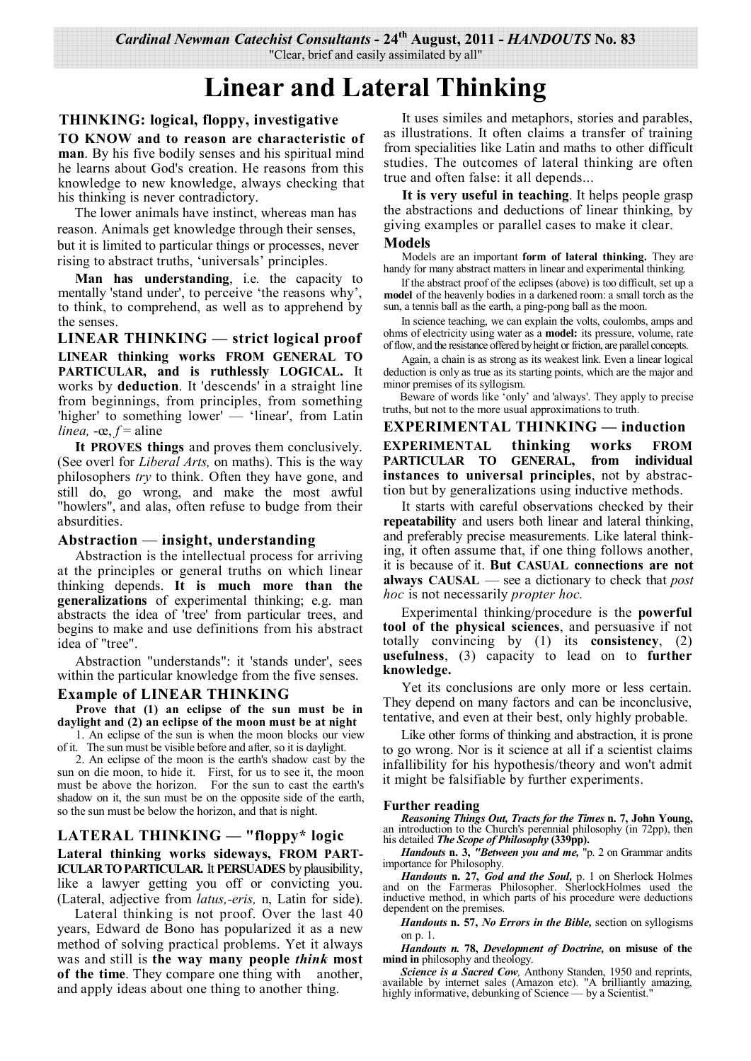*Cardinal Newman Catechist Consultants* - 24th August, 2011 - *HANDOUTS* No. 83

"Clear, brief and easily assimilated by all"

# Linear and Lateral Thinking

## THINKING: logical, floppy, investigative

**TO KNOW and to reason are characteristic of man**. By his five bodily senses and his spiritual mind he learns about God's creation. He reasons from this knowledge to new knowledge, always checking that his thinking is never contradictory.

The lower animals have instinct, whereas man has reason. Animals get knowledge through their senses, but it is limited to particular things or processes, never rising to abstract truths, 'universals' principles.

**Man has understanding**, i.e. the capacity to mentally 'stand under', to perceive 'the reasons why', to think, to comprehend, as well as to apprehend by the senses.

## LINEAR THINKING — strict logical proof

**LINEAR thinking works FROM GENERAL TO PARTICULAR, and is ruthlessly LOGICAL.** It works by **deduction**. It 'descends' in a straight line from beginnings, from principles, from something 'higher' to something lower' — 'linear', from Latin *linea,* -œ, *f* = aline

**It PROVES things** and proves them conclusively. (See overl for *Liberal Arts,* on maths). This is the way philosophers *try* to think. Often they have gone, and still do, go wrong, and make the most awful "howlers", and alas, often refuse to budge from their absurdities.

### Abstraction — insight, understanding

Abstraction is the intellectual process for arriving at the principles or general truths on which linear thinking depends. **It is much more than the generalizations** of experimental thinking; e.g. man abstracts the idea of 'tree' from particular trees, and begins to make and use definitions from his abstract idea of "tree".

Abstraction "understands": it 'stands under', sees within the particular knowledge from the five senses.

### Example of LINEAR THINKING

**Prove that (1) an eclipse of the sun must be in daylight and (2) an eclipse of the moon must be at night**

1. An eclipse of the sun is when the moon blocks our view of it. The sun must be visible before and after, so it is daylight.
2. An eclipse of the moon is the earth's shadow cast by the sun on die moon, to hide it. First, for us to see it, the moon must be above the horizon. For the sun to cast the earth's shadow on it, the sun must be on the opposite side of the earth, so the sun must be below the horizon, and that is night.

## LATERAL THINKING — "floppy* logic

**Lateral thinking works sideways, FROM PARTICULAR TO PARTICULAR.** It **PERSUADES** by plausibility, like a lawyer getting you off or convicting you. (Lateral, adjective from *latus,-eris,* n, Latin for side).

Lateral thinking is not proof. Over the last 40 years, Edward de Bono has popularized it as a new method of solving practical problems. Yet it always was and still is **the way many people *think* most of the time**. They compare one thing with another, and apply ideas about one thing to another thing.

It uses similes and metaphors, stories and parables, as illustrations. It often claims a transfer of training from specialities like Latin and maths to other difficult studies. The outcomes of lateral thinking are often true and often false: it all depends...

**It is very useful in teaching**. It helps people grasp the abstractions and deductions of linear thinking, by giving examples or parallel cases to make it clear.

### Models

Models are an important **form of lateral thinking.** They are handy for many abstract matters in linear and experimental thinking.

If the abstract proof of the eclipses (above) is too difficult, set up a **model** of the heavenly bodies in a darkened room: a small torch as the sun, a tennis ball as the earth, a ping-pong ball as the moon.

In science teaching, we can explain the volts, coulombs, amps and ohms of electricity using water as a **model:** its pressure, volume, rate of flow, and the resistance offered by height or friction, are parallel concepts.

Again, a chain is as strong as its weakest link. Even a linear logical deduction is only as true as its starting points, which are the major and minor premises of its syllogism.

Beware of words like 'only' and 'always'. They apply to precise truths, but not to the more usual approximations to truth.

## EXPERIMENTAL THINKING — induction

**EXPERIMENTAL thinking works FROM PARTICULAR TO GENERAL, from individual instances to universal principles**, not by abstraction but by generalizations using inductive methods.

It starts with careful observations checked by their **repeatability** and users both linear and lateral thinking, and preferably precise measurements. Like lateral thinking, it often assume that, if one thing follows another, it is because of it. **But CASUAL connections are not always CAUSAL** — see a dictionary to check that *post hoc* is not necessarily *propter hoc.*

Experimental thinking/procedure is the **powerful tool of the physical sciences**, and persuasive if not totally convincing by (1) its **consistency**, (2) **usefulness**, (3) capacity to lead on to **further knowledge.**

Yet its conclusions are only more or less certain. They depend on many factors and can be inconclusive, tentative, and even at their best, only highly probable.

Like other forms of thinking and abstraction, it is prone to go wrong. Nor is it science at all if a scientist claims infallibility for his hypothesis/theory and won't admit it might be falsifiable by further experiments.

### Further reading

***Reasoning Things Out, Tracts for the Times* n. 7, John Young,** an introduction to the Church's perennial philosophy (in 72pp), then his detailed ***The Scope of Philosophy* (339pp).**

***Handouts* n. 3, *"Between you and me,*** "p. 2 on Grammar andits importance for Philosophy.

***Handouts* n. 27, *God and the Soul,*** p. 1 on Sherlock Holmes and on the Farmeras Philosopher. SherlockHolmes used the inductive method, in which parts of his procedure were deductions dependent on the premises.

***Handouts* n. 57, *No Errors in the Bible,*** section on syllogisms on p. 1.

***Handouts n.* 78, *Development of Doctrine,* on misuse of the mind in** philosophy and theology.

***Science is a Sacred Cow,*** Anthony Standen, 1950 and reprints, available by internet sales (Amazon etc). "A brilliantly amazing, highly informative, debunking of Science — by a Scientist."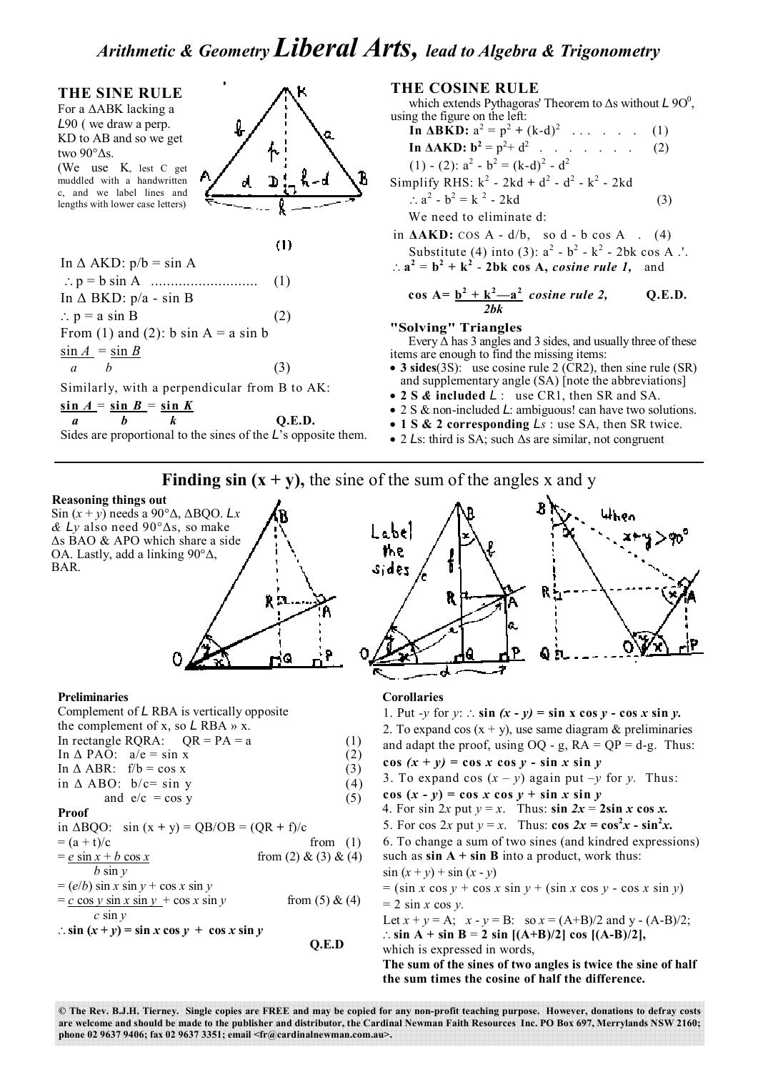# Arithmetic & Geometry *Liberal Arts,* *lead to Algebra & Trigonometry*

## THE SINE RULE

For a ΔABK lacking a *L*90 ( we draw a perp. KD to AB and so we get two 90°Δs.

(We use K, lest C get muddled with a handwritten c, and we label lines and lengths with lower case letters)

(1)

In Δ AKD: p/b = sin A

∴ p = b sin A .......................... (1)

In Δ BKD: p/a - sin B

∴ p = a sin B (2)

From (1) and (2): b sin A = a sin b

$$\frac{\sin A}{a} = \frac{\sin B}{b} \qquad (3)$$

Similarly, with a perpendicular from B to AK:

$$\frac{\sin A}{a} = \frac{\sin B}{b} = \frac{\sin K}{k} \qquad \textbf{Q.E.D.}$$

Sides are proportional to the sines of the *L*'s opposite them.

## THE COSINE RULE

which extends Pythagoras' Theorem to Δs without *L* 9O$^0$, using the figure on the left:

**In ΔBKD:** $a^2 = p^2 + (k-d)^2$ . . . . . (1)

**In ΔAKD:** $b^2 = p^2 + d^2$ . . . . . . . (2)

(1) - (2): $a^2 - b^2 = (k-d)^2 - d^2$

Simplify RHS: $k^2 - 2kd + d^2 - d^2 - k^2 - 2kd$

∴ $a^2 - b^2 = k^2 - 2kd$ (3)

We need to eliminate d:

in **ΔAKD:** cos A - d/b, so d - b cos A . (4)

Substitute (4) into (3): $a^2 - b^2 - k^2 - 2bk \cos A$ .'.

∴ $\mathbf{a^2 = b^2 + k^2 - 2bk \cos A}$, ***cosine rule 1,*** and

$$\cos A = \frac{b^2 + k^2 - a^2}{2bk} \quad \textit{cosine rule 2,} \qquad \textbf{Q.E.D.}$$

### "Solving" Triangles

Every Δ has 3 angles and 3 sides, and usually three of these items are enough to find the missing items:

- **3 sides**(3S): use cosine rule 2 (CR2), then sine rule (SR) and supplementary angle (SA) [note the abbreviations]
- **2 S & included *L*** : use CR1, then SR and SA.
- 2 S & non-included *L*: ambiguous! can have two solutions.
- **1 S & 2 corresponding *L*s** : use SA, then SR twice.
- 2 *L*s: third is SA; such Δs are similar, not congruent

## Finding sin (x + y), the sine of the sum of the angles x and y

**Reasoning things out**

Sin (*x* + *y*) needs a 90°Δ, ΔBQO. *Lx* & *Ly* also need 90°Δs, so make Δs BAO & APO which share a side OA. Lastly, add a linking 90°Δ, BAR.

Label the sides

When x+y > 90°

### Preliminaries

Complement of *L* RBA is vertically opposite the complement of x, so *L* RBA » x.

In rectangle RQRA: QR = PA = a (1)

In Δ PAO: a/e = sin x (2)

In Δ ABR: f/b = cos x (3)

in Δ ABO: b/c= sin y (4)

and e/c = cos y (5)

### Proof

in ΔBQO: sin (x + y) = QB/OB = (QR + f)/c

= (a + t)/c from (1)

$= \dfrac{e \sin x + b \cos x}{b \sin y}$ from (2) & (3) & (4)

= (*e*/*b*) sin *x* sin *y* + cos *x* sin *y*

$= \dfrac{c \cos y \sin x \sin y}{c \sin y} + \cos x \sin y$ from (5) & (4)

∴ **sin (*x* + *y*) = sin *x* cos *y* + cos *x* sin *y***

**Q.E.D**

### Corollaries

1. Put -*y* for *y*: ∴ **sin *(x - y)* = sin x cos *y* - cos *x* sin *y*.**
2. To expand cos (*x* + *y*), use same diagram & preliminaries and adapt the proof, using OQ - g, RA = QP = d-g. Thus: **cos *(x + y)* = cos *x* cos *y* - sin *x* sin *y***
3. To expand cos (*x* – *y*) again put –*y* for *y*. Thus: **cos (*x* - *y*) = cos *x* cos *y* + sin *x* sin *y***
4. For sin 2*x* put *y* = *x*. Thus: **sin 2*x* = 2sin *x* cos *x*.**
5. For cos 2*x* put *y* = *x*. Thus: **cos 2*x* = cos$^2$*x* - sin$^2$*x*.**
6. To change a sum of two sines (and kindred expressions) such as **sin A + sin B** into a product, work thus:

sin (*x* + *y*) + sin (*x* - *y*)

= (sin *x* cos *y* + cos *x* sin *y* + (sin *x* cos *y* - cos *x* sin *y*)

= 2 sin *x* cos *y*.

Let *x* + *y* = A; *x* - *y* = B: so *x* = (A+B)/2 and y - (A-B)/2;

∴ **sin A + sin B = 2 sin [(A+B)/2] cos [(A-B)/2],**

which is expressed in words,

**The sum of the sines of two angles is twice the sine of half the sum times the cosine of half the difference.**

**© The Rev. B.J.H. Tierney. Single copies are FREE and may be copied for any non-profit teaching purpose. However, donations to defray costs are welcome and should be made to the publisher and distributor, the Cardinal Newman Faith Resources Inc. PO Box 697, Merrylands NSW 2160; phone 02 9637 9406; fax 02 9637 3351; email <fr@cardinalnewman.com.au>.**